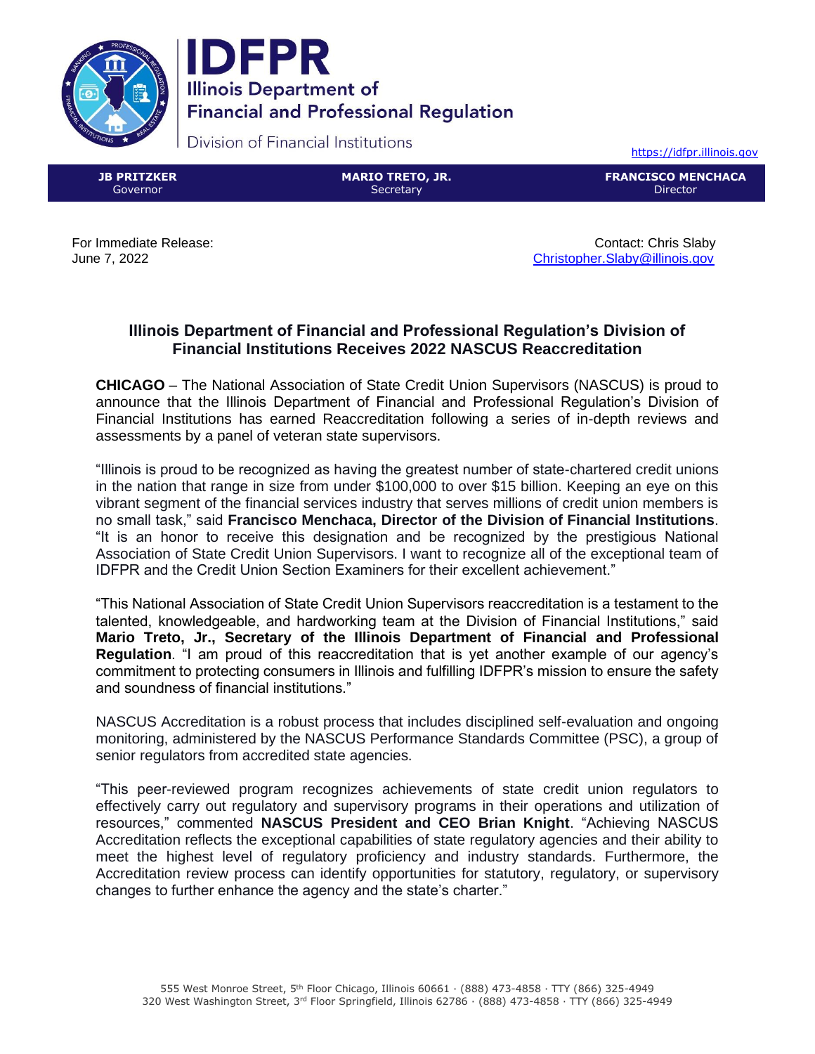**IDFPR**
Illinois Department of Financial and Professional Regulation

Division of Financial Institutions

https://idfpr.illinois.gov

| **JB PRITZKER** Governor | **MARIO TRETO, JR.** Secretary | **FRANCISCO MENCHACA** Director |
|---|---|---|

For Immediate Release:
June 7, 2022

Contact: Chris Slaby
Christopher.Slaby@illinois.gov

## Illinois Department of Financial and Professional Regulation's Division of Financial Institutions Receives 2022 NASCUS Reaccreditation

**CHICAGO** – The National Association of State Credit Union Supervisors (NASCUS) is proud to announce that the Illinois Department of Financial and Professional Regulation's Division of Financial Institutions has earned Reaccreditation following a series of in-depth reviews and assessments by a panel of veteran state supervisors.

"Illinois is proud to be recognized as having the greatest number of state-chartered credit unions in the nation that range in size from under $100,000 to over $15 billion. Keeping an eye on this vibrant segment of the financial services industry that serves millions of credit union members is no small task," said **Francisco Menchaca, Director of the Division of Financial Institutions**. "It is an honor to receive this designation and be recognized by the prestigious National Association of State Credit Union Supervisors. I want to recognize all of the exceptional team of IDFPR and the Credit Union Section Examiners for their excellent achievement."

"This National Association of State Credit Union Supervisors reaccreditation is a testament to the talented, knowledgeable, and hardworking team at the Division of Financial Institutions," said **Mario Treto, Jr., Secretary of the Illinois Department of Financial and Professional Regulation**. "I am proud of this reaccreditation that is yet another example of our agency's commitment to protecting consumers in Illinois and fulfilling IDFPR's mission to ensure the safety and soundness of financial institutions."

NASCUS Accreditation is a robust process that includes disciplined self-evaluation and ongoing monitoring, administered by the NASCUS Performance Standards Committee (PSC), a group of senior regulators from accredited state agencies.

"This peer-reviewed program recognizes achievements of state credit union regulators to effectively carry out regulatory and supervisory programs in their operations and utilization of resources," commented **NASCUS President and CEO Brian Knight**. "Achieving NASCUS Accreditation reflects the exceptional capabilities of state regulatory agencies and their ability to meet the highest level of regulatory proficiency and industry standards. Furthermore, the Accreditation review process can identify opportunities for statutory, regulatory, or supervisory changes to further enhance the agency and the state's charter."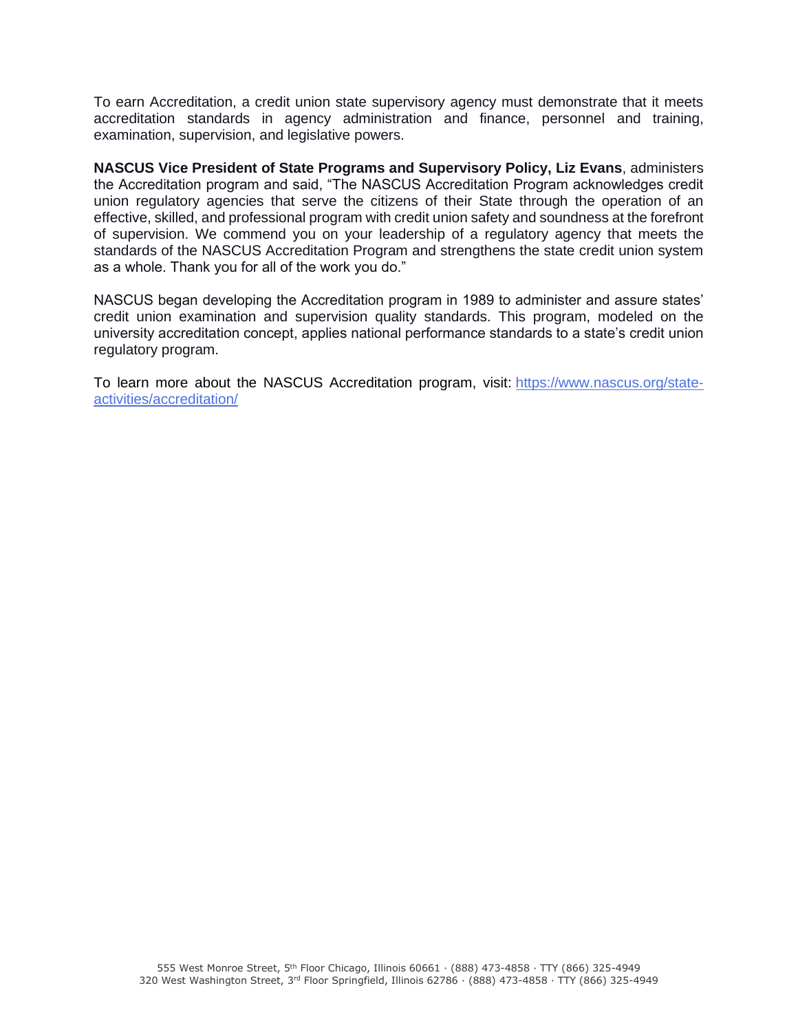To earn Accreditation, a credit union state supervisory agency must demonstrate that it meets accreditation standards in agency administration and finance, personnel and training, examination, supervision, and legislative powers.

**NASCUS Vice President of State Programs and Supervisory Policy, Liz Evans**, administers the Accreditation program and said, "The NASCUS Accreditation Program acknowledges credit union regulatory agencies that serve the citizens of their State through the operation of an effective, skilled, and professional program with credit union safety and soundness at the forefront of supervision. We commend you on your leadership of a regulatory agency that meets the standards of the NASCUS Accreditation Program and strengthens the state credit union system as a whole. Thank you for all of the work you do."

NASCUS began developing the Accreditation program in 1989 to administer and assure states' credit union examination and supervision quality standards. This program, modeled on the university accreditation concept, applies national performance standards to a state's credit union regulatory program.

To learn more about the NASCUS Accreditation program, visit: [https://www.nascus.org/state-activities/accreditation/](https://www.nascus.org/state-activities/accreditation/)